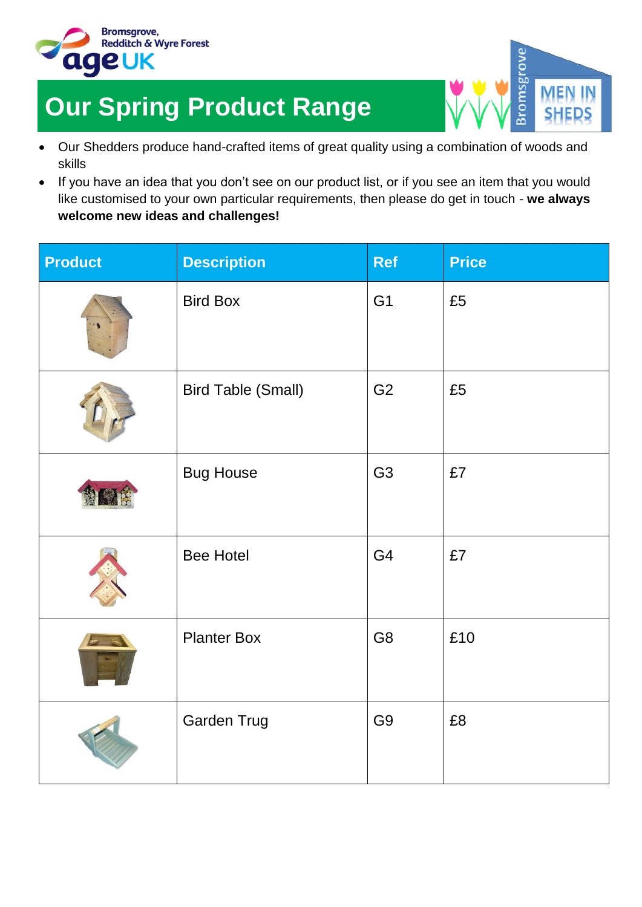Bromsgrove, Redditch & Wyre Forest age UK

# Our Spring Product Range

Bromsgrove MEN IN SHEDS

- Our Shedders produce hand-crafted items of great quality using a combination of woods and skills
- If you have an idea that you don't see on our product list, or if you see an item that you would like customised to your own particular requirements, then please do get in touch - **we always welcome new ideas and challenges!**

| Product | Description | Ref | Price |
|---|---|---|---|
| | Bird Box | G1 | £5 |
| | Bird Table (Small) | G2 | £5 |
| | Bug House | G3 | £7 |
| | Bee Hotel | G4 | £7 |
| | Planter Box | G8 | £10 |
| | Garden Trug | G9 | £8 |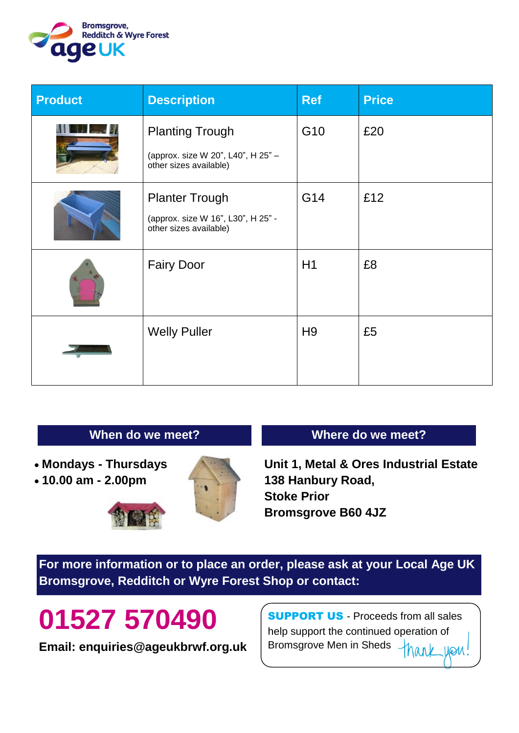Bromsgrove, Redditch & Wyre Forest ageUK

| Product | Description | Ref | Price |
|---|---|---|---|
| | Planting Trough<br>(approx. size W 20", L40", H 25" – other sizes available) | G10 | £20 |
| | Planter Trough<br>(approx. size W 16", L30", H 25" - other sizes available) | G14 | £12 |
| | Fairy Door | H1 | £8 |
| | Welly Puller | H9 | £5 |

## When do we meet?

- **Mondays - Thursdays**
- **10.00 am - 2.00pm**

## Where do we meet?

**Unit 1, Metal & Ores Industrial Estate**
**138 Hanbury Road,**
**Stoke Prior**
**Bromsgrove B60 4JZ**

**For more information or to place an order, please ask at your Local Age UK Bromsgrove, Redditch or Wyre Forest Shop or contact:**

# 01527 570490

**Email: enquiries@ageukbrwf.org.uk**

**SUPPORT US** - Proceeds from all sales help support the continued operation of Bromsgrove Men in Sheds thank you!